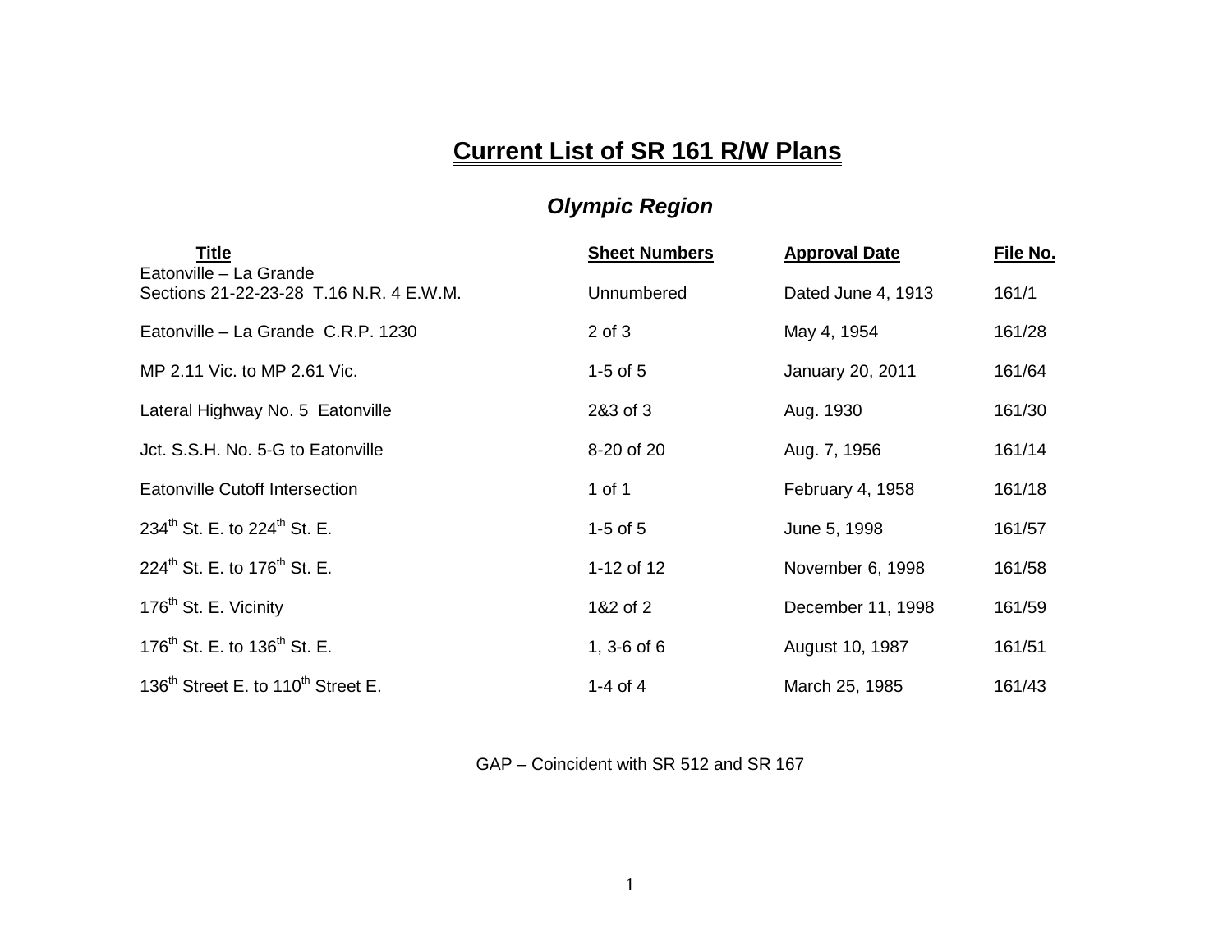# Current List of SR 161 R/W Plans

## *Olympic Region*

| Title | Sheet Numbers | Approval Date | File No. |
|---|---|---|---|
| Eatonville – La Grande Sections 21-22-23-28 T.16 N.R. 4 E.W.M. | Unnumbered | Dated June 4, 1913 | 161/1 |
| Eatonville – La Grande C.R.P. 1230 | 2 of 3 | May 4, 1954 | 161/28 |
| MP 2.11 Vic. to MP 2.61 Vic. | 1-5 of 5 | January 20, 2011 | 161/64 |
| Lateral Highway No. 5 Eatonville | 2&3 of 3 | Aug. 1930 | 161/30 |
| Jct. S.S.H. No. 5-G to Eatonville | 8-20 of 20 | Aug. 7, 1956 | 161/14 |
| Eatonville Cutoff Intersection | 1 of 1 | February 4, 1958 | 161/18 |
| 234th St. E. to 224th St. E. | 1-5 of 5 | June 5, 1998 | 161/57 |
| 224th St. E. to 176th St. E. | 1-12 of 12 | November 6, 1998 | 161/58 |
| 176th St. E. Vicinity | 1&2 of 2 | December 11, 1998 | 161/59 |
| 176th St. E. to 136th St. E. | 1, 3-6 of 6 | August 10, 1987 | 161/51 |
| 136th Street E. to 110th Street E. | 1-4 of 4 | March 25, 1985 | 161/43 |

GAP – Coincident with SR 512 and SR 167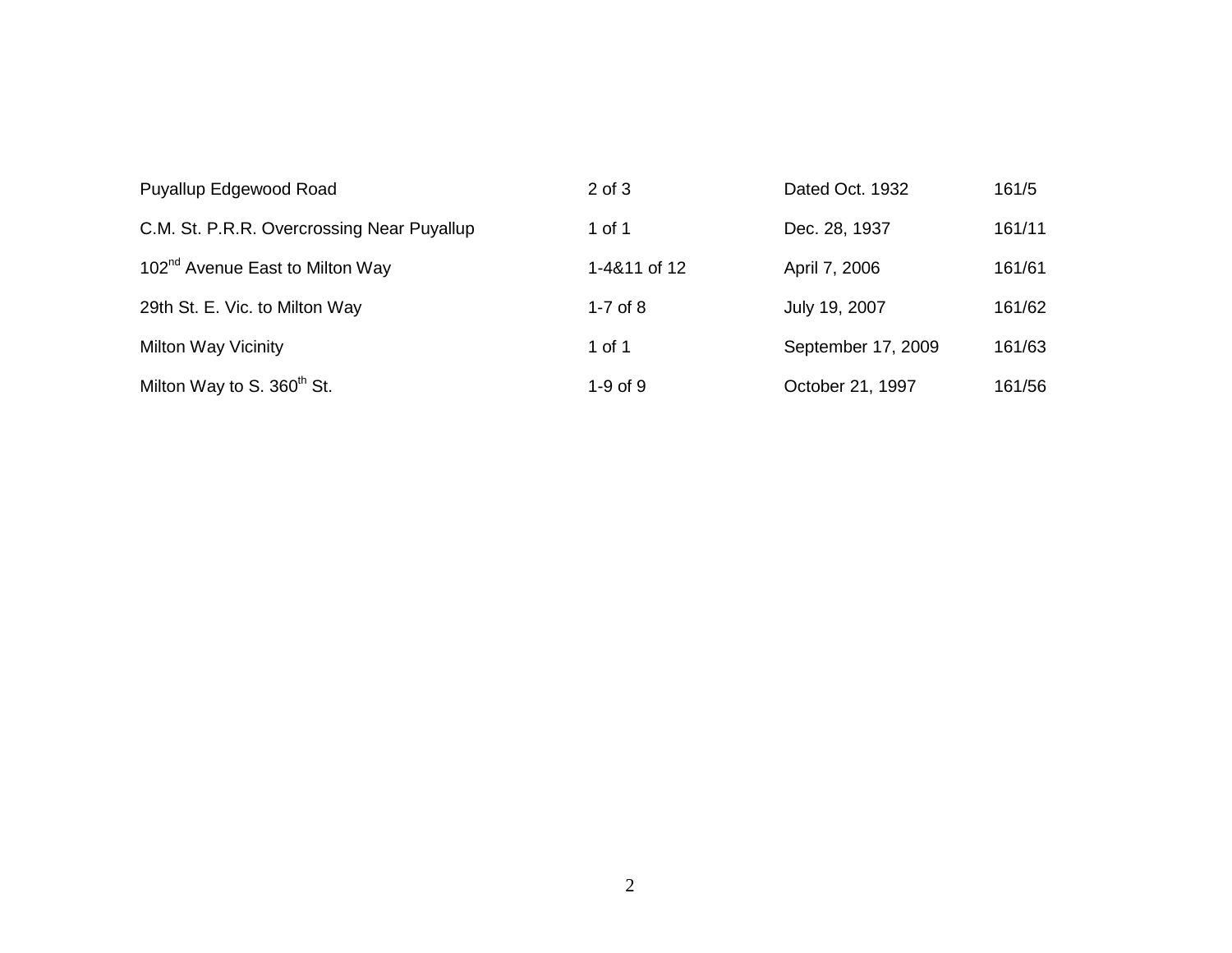| | | | |
|---|---|---|---|
| Puyallup Edgewood Road | 2 of 3 | Dated Oct. 1932 | 161/5 |
| C.M. St. P.R.R. Overcrossing Near Puyallup | 1 of 1 | Dec. 28, 1937 | 161/11 |
| 102nd Avenue East to Milton Way | 1-4&11 of 12 | April 7, 2006 | 161/61 |
| 29th St. E. Vic. to Milton Way | 1-7 of 8 | July 19, 2007 | 161/62 |
| Milton Way Vicinity | 1 of 1 | September 17, 2009 | 161/63 |
| Milton Way to S. 360th St. | 1-9 of 9 | October 21, 1997 | 161/56 |